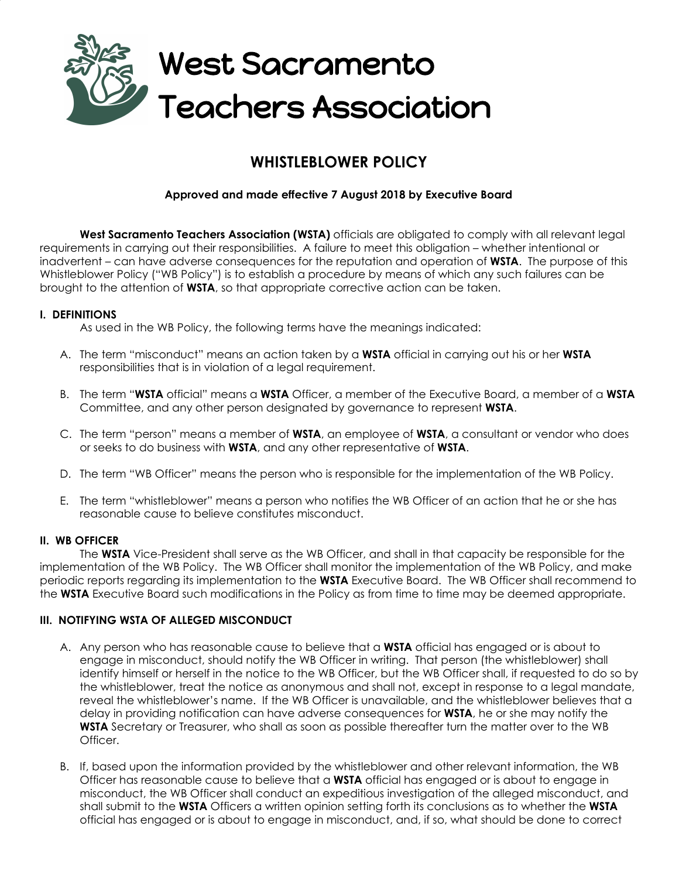# West Sacramento Teachers Association

## WHISTLEBLOWER POLICY

**Approved and made effective 7 August 2018 by Executive Board**

**West Sacramento Teachers Association (WSTA)** officials are obligated to comply with all relevant legal requirements in carrying out their responsibilities. A failure to meet this obligation – whether intentional or inadvertent – can have adverse consequences for the reputation and operation of **WSTA**. The purpose of this Whistleblower Policy ("WB Policy") is to establish a procedure by means of which any such failures can be brought to the attention of **WSTA**, so that appropriate corrective action can be taken.

### I. DEFINITIONS

As used in the WB Policy, the following terms have the meanings indicated:

A. The term "misconduct" means an action taken by a **WSTA** official in carrying out his or her **WSTA** responsibilities that is in violation of a legal requirement.

B. The term "**WSTA** official" means a **WSTA** Officer, a member of the Executive Board, a member of a **WSTA** Committee, and any other person designated by governance to represent **WSTA**.

C. The term "person" means a member of **WSTA**, an employee of **WSTA**, a consultant or vendor who does or seeks to do business with **WSTA**, and any other representative of **WSTA**.

D. The term "WB Officer" means the person who is responsible for the implementation of the WB Policy.

E. The term "whistleblower" means a person who notifies the WB Officer of an action that he or she has reasonable cause to believe constitutes misconduct.

### II. WB OFFICER

The **WSTA** Vice-President shall serve as the WB Officer, and shall in that capacity be responsible for the implementation of the WB Policy. The WB Officer shall monitor the implementation of the WB Policy, and make periodic reports regarding its implementation to the **WSTA** Executive Board. The WB Officer shall recommend to the **WSTA** Executive Board such modifications in the Policy as from time to time may be deemed appropriate.

### III. NOTIFYING WSTA OF ALLEGED MISCONDUCT

A. Any person who has reasonable cause to believe that a **WSTA** official has engaged or is about to engage in misconduct, should notify the WB Officer in writing. That person (the whistleblower) shall identify himself or herself in the notice to the WB Officer, but the WB Officer shall, if requested to do so by the whistleblower, treat the notice as anonymous and shall not, except in response to a legal mandate, reveal the whistleblower's name. If the WB Officer is unavailable, and the whistleblower believes that a delay in providing notification can have adverse consequences for **WSTA**, he or she may notify the **WSTA** Secretary or Treasurer, who shall as soon as possible thereafter turn the matter over to the WB Officer.

B. If, based upon the information provided by the whistleblower and other relevant information, the WB Officer has reasonable cause to believe that a **WSTA** official has engaged or is about to engage in misconduct, the WB Officer shall conduct an expeditious investigation of the alleged misconduct, and shall submit to the **WSTA** Officers a written opinion setting forth its conclusions as to whether the **WSTA** official has engaged or is about to engage in misconduct, and, if so, what should be done to correct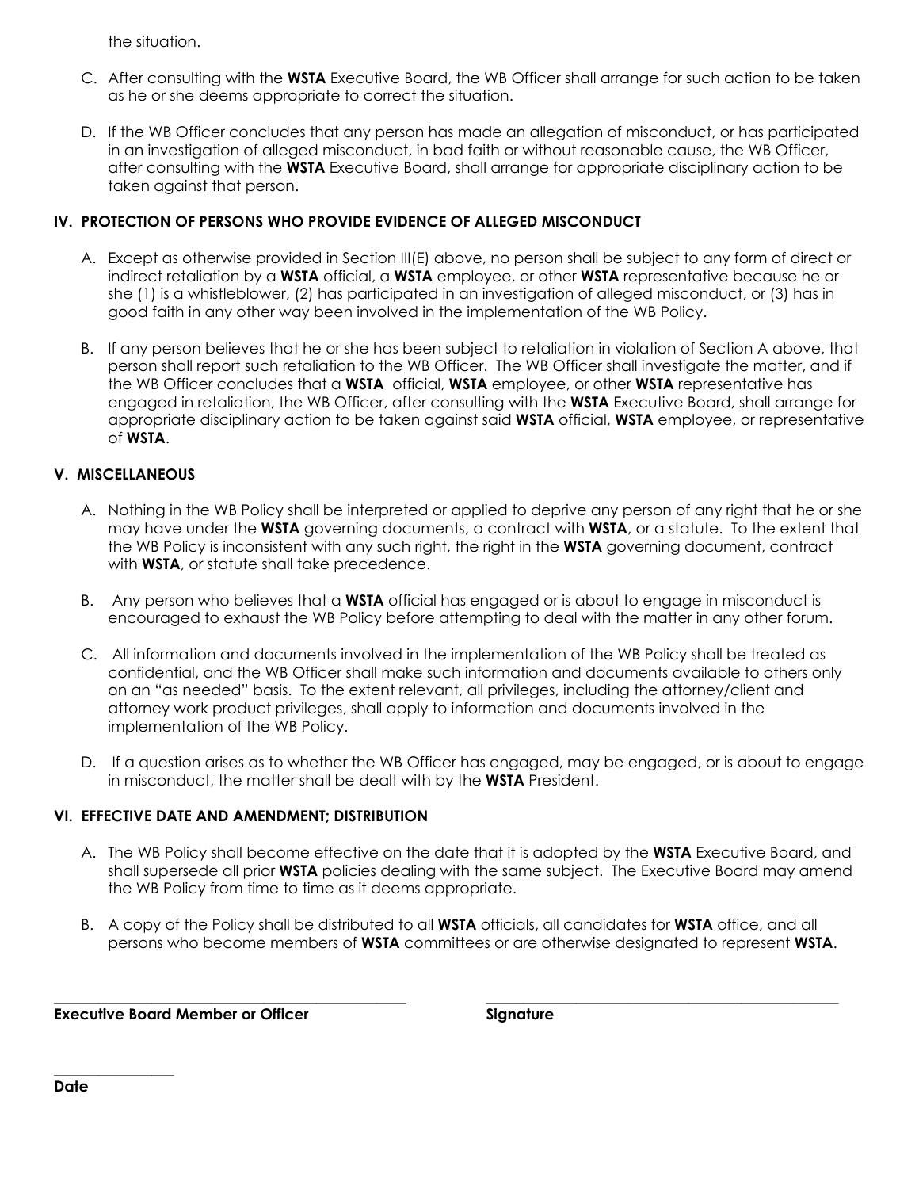the situation.

C. After consulting with the **WSTA** Executive Board, the WB Officer shall arrange for such action to be taken as he or she deems appropriate to correct the situation.

D. If the WB Officer concludes that any person has made an allegation of misconduct, or has participated in an investigation of alleged misconduct, in bad faith or without reasonable cause, the WB Officer, after consulting with the **WSTA** Executive Board, shall arrange for appropriate disciplinary action to be taken against that person.

## IV. PROTECTION OF PERSONS WHO PROVIDE EVIDENCE OF ALLEGED MISCONDUCT

A. Except as otherwise provided in Section III(E) above, no person shall be subject to any form of direct or indirect retaliation by a **WSTA** official, a **WSTA** employee, or other **WSTA** representative because he or she (1) is a whistleblower, (2) has participated in an investigation of alleged misconduct, or (3) has in good faith in any other way been involved in the implementation of the WB Policy.

B. If any person believes that he or she has been subject to retaliation in violation of Section A above, that person shall report such retaliation to the WB Officer. The WB Officer shall investigate the matter, and if the WB Officer concludes that a **WSTA** official, **WSTA** employee, or other **WSTA** representative has engaged in retaliation, the WB Officer, after consulting with the **WSTA** Executive Board, shall arrange for appropriate disciplinary action to be taken against said **WSTA** official, **WSTA** employee, or representative of **WSTA**.

## V. MISCELLANEOUS

A. Nothing in the WB Policy shall be interpreted or applied to deprive any person of any right that he or she may have under the **WSTA** governing documents, a contract with **WSTA**, or a statute. To the extent that the WB Policy is inconsistent with any such right, the right in the **WSTA** governing document, contract with **WSTA**, or statute shall take precedence.

B. Any person who believes that a **WSTA** official has engaged or is about to engage in misconduct is encouraged to exhaust the WB Policy before attempting to deal with the matter in any other forum.

C. All information and documents involved in the implementation of the WB Policy shall be treated as confidential, and the WB Officer shall make such information and documents available to others only on an "as needed" basis. To the extent relevant, all privileges, including the attorney/client and attorney work product privileges, shall apply to information and documents involved in the implementation of the WB Policy.

D. If a question arises as to whether the WB Officer has engaged, may be engaged, or is about to engage in misconduct, the matter shall be dealt with by the **WSTA** President.

## VI. EFFECTIVE DATE AND AMENDMENT; DISTRIBUTION

A. The WB Policy shall become effective on the date that it is adopted by the **WSTA** Executive Board, and shall supersede all prior **WSTA** policies dealing with the same subject. The Executive Board may amend the WB Policy from time to time as it deems appropriate.

B. A copy of the Policy shall be distributed to all **WSTA** officials, all candidates for **WSTA** office, and all persons who become members of **WSTA** committees or are otherwise designated to represent **WSTA**.

\_\_\_\_\_\_\_\_\_\_\_\_\_\_\_\_\_\_\_\_\_\_\_\_\_\_\_\_\_\_\_\_\_\_\_\_\_\_\_\_ \_\_\_\_\_\_\_\_\_\_\_\_\_\_\_\_\_\_\_\_\_\_\_\_\_\_\_\_\_\_\_\_\_\_\_\_\_\_\_\_

**Executive Board Member or Officer** **Signature**

\_\_\_\_\_\_\_\_\_\_\_\_\_\_\_\_

**Date**